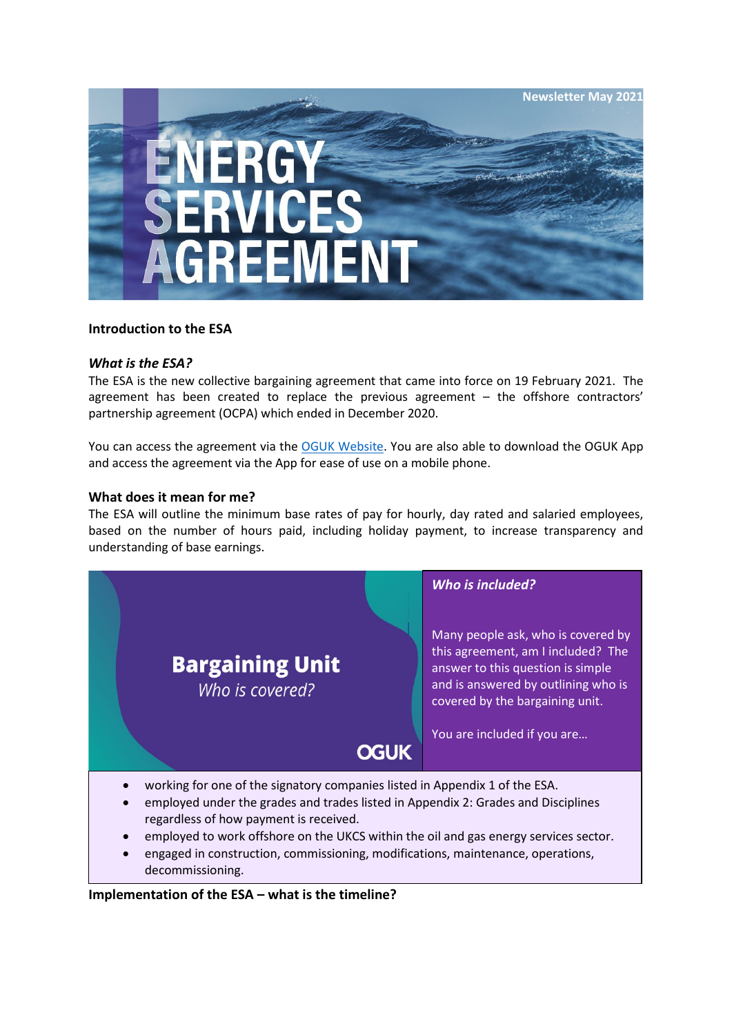Newsletter May 2021

# ENERGY SERVICES AGREEMENT

## Introduction to the ESA

### *What is the ESA?*

The ESA is the new collective bargaining agreement that came into force on 19 February 2021. The agreement has been created to replace the previous agreement – the offshore contractors' partnership agreement (OCPA) which ended in December 2020.

You can access the agreement via the [OGUK Website](). You are also able to download the OGUK App and access the agreement via the App for ease of use on a mobile phone.

### What does it mean for me?

The ESA will outline the minimum base rates of pay for hourly, day rated and salaried employees, based on the number of hours paid, including holiday payment, to increase transparency and understanding of base earnings.

**Bargaining Unit**

*Who is covered?*

OGUK

### *Who is included?*

Many people ask, who is covered by this agreement, am I included? The answer to this question is simple and is answered by outlining who is covered by the bargaining unit.

You are included if you are…

- working for one of the signatory companies listed in Appendix 1 of the ESA.
- employed under the grades and trades listed in Appendix 2: Grades and Disciplines regardless of how payment is received.
- employed to work offshore on the UKCS within the oil and gas energy services sector.
- engaged in construction, commissioning, modifications, maintenance, operations, decommissioning.

### Implementation of the ESA – what is the timeline?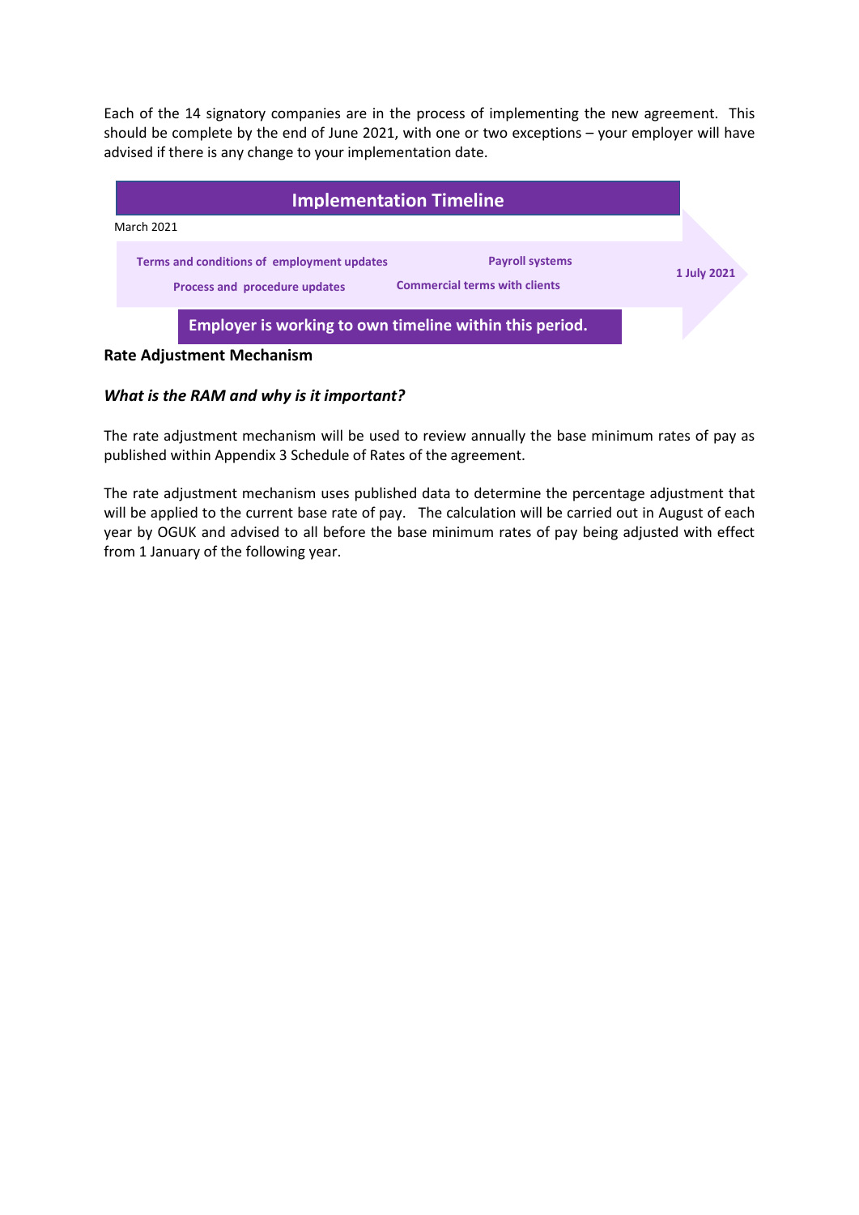Each of the 14 signatory companies are in the process of implementing the new agreement. This should be complete by the end of June 2021, with one or two exceptions – your employer will have advised if there is any change to your implementation date.

**Implementation Timeline**

March 2021

- **Terms and conditions of employment updates**
- **Process and procedure updates**
- **Payroll systems**
- **Commercial terms with clients**

**1 July 2021**

**Employer is working to own timeline within this period.**

**Rate Adjustment Mechanism**

***What is the RAM and why is it important?***

The rate adjustment mechanism will be used to review annually the base minimum rates of pay as published within Appendix 3 Schedule of Rates of the agreement.

The rate adjustment mechanism uses published data to determine the percentage adjustment that will be applied to the current base rate of pay. The calculation will be carried out in August of each year by OGUK and advised to all before the base minimum rates of pay being adjusted with effect from 1 January of the following year.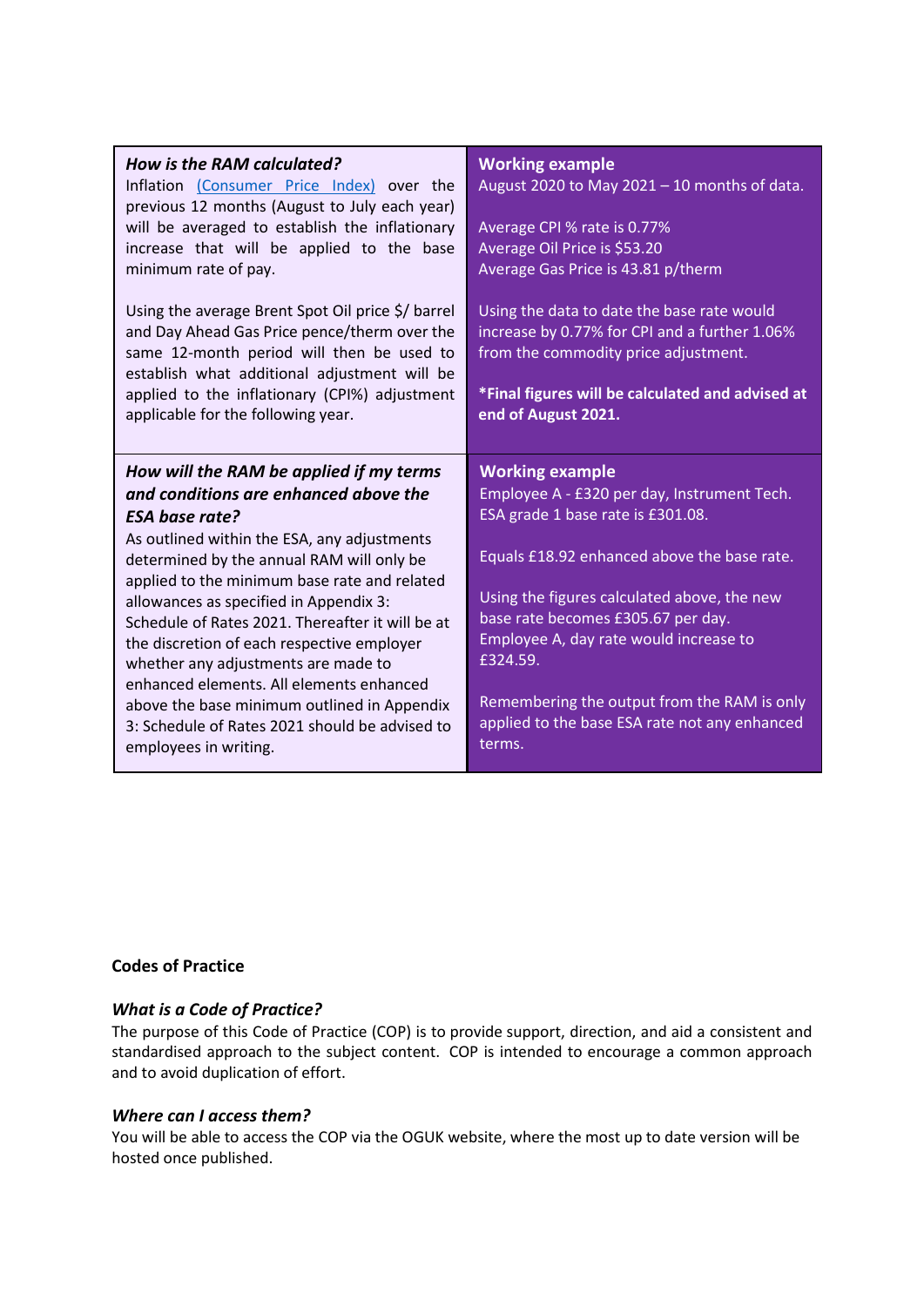| ***How is the RAM calculated?***<br>Inflation (Consumer Price Index) over the previous 12 months (August to July each year) will be averaged to establish the inflationary increase that will be applied to the base minimum rate of pay.<br><br>Using the average Brent Spot Oil price $/ barrel and Day Ahead Gas Price pence/therm over the same 12-month period will then be used to establish what additional adjustment will be applied to the inflationary (CPI%) adjustment applicable for the following year. | **Working example**<br>August 2020 to May 2021 – 10 months of data.<br><br>Average CPI % rate is 0.77%<br>Average Oil Price is $53.20<br>Average Gas Price is 43.81 p/therm<br><br>Using the data to date the base rate would increase by 0.77% for CPI and a further 1.06% from the commodity price adjustment.<br><br>***Final figures will be calculated and advised at end of August 2021.** |
|---|---|
| ***How will the RAM be applied if my terms and conditions are enhanced above the ESA base rate?***<br>As outlined within the ESA, any adjustments determined by the annual RAM will only be applied to the minimum base rate and related allowances as specified in Appendix 3: Schedule of Rates 2021. Thereafter it will be at the discretion of each respective employer whether any adjustments are made to enhanced elements. All elements enhanced above the base minimum outlined in Appendix 3: Schedule of Rates 2021 should be advised to employees in writing. | **Working example**<br>Employee A - £320 per day, Instrument Tech. ESA grade 1 base rate is £301.08.<br><br>Equals £18.92 enhanced above the base rate.<br><br>Using the figures calculated above, the new base rate becomes £305.67 per day.<br>Employee A, day rate would increase to £324.59.<br><br>Remembering the output from the RAM is only applied to the base ESA rate not any enhanced terms. |

**Codes of Practice**

***What is a Code of Practice?***

The purpose of this Code of Practice (COP) is to provide support, direction, and aid a consistent and standardised approach to the subject content. COP is intended to encourage a common approach and to avoid duplication of effort.

***Where can I access them?***

You will be able to access the COP via the OGUK website, where the most up to date version will be hosted once published.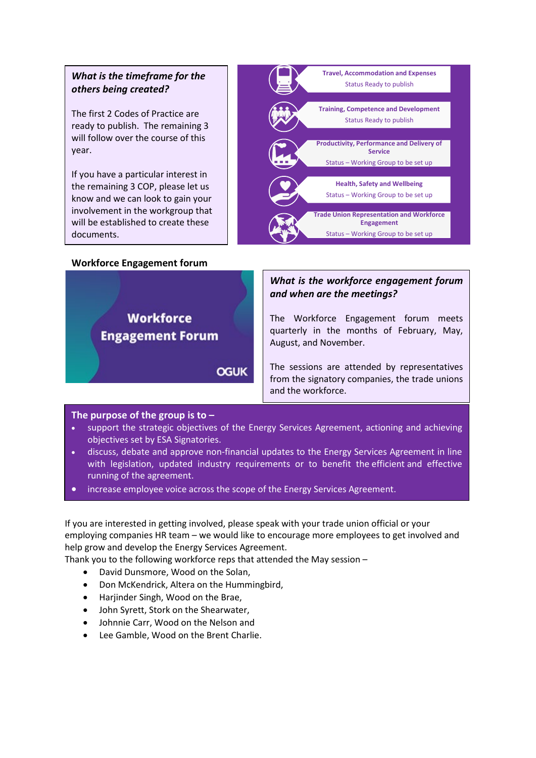### *What is the timeframe for the others being created?*

The first 2 Codes of Practice are ready to publish. The remaining 3 will follow over the course of this year.

If you have a particular interest in the remaining 3 COP, please let us know and we can look to gain your involvement in the workgroup that will be established to create these documents.

**Travel, Accommodation and Expenses**
Status Ready to publish

**Training, Competence and Development**
Status Ready to publish

**Productivity, Performance and Delivery of Service**
Status – Working Group to be set up

**Health, Safety and Wellbeing**
Status – Working Group to be set up

**Trade Union Representation and Workforce Engagement**
Status – Working Group to be set up

## Workforce Engagement forum

**Workforce Engagement Forum**

OGUK

### *What is the workforce engagement forum and when are the meetings?*

The Workforce Engagement forum meets quarterly in the months of February, May, August, and November.

The sessions are attended by representatives from the signatory companies, the trade unions and the workforce.

**The purpose of the group is to –**

- support the strategic objectives of the Energy Services Agreement, actioning and achieving objectives set by ESA Signatories.
- discuss, debate and approve non-financial updates to the Energy Services Agreement in line with legislation, updated industry requirements or to benefit the efficient and effective running of the agreement.
- increase employee voice across the scope of the Energy Services Agreement.

If you are interested in getting involved, please speak with your trade union official or your employing companies HR team – we would like to encourage more employees to get involved and help grow and develop the Energy Services Agreement.
Thank you to the following workforce reps that attended the May session –

- David Dunsmore, Wood on the Solan,
- Don McKendrick, Altera on the Hummingbird,
- Harjinder Singh, Wood on the Brae,
- John Syrett, Stork on the Shearwater,
- Johnnie Carr, Wood on the Nelson and
- Lee Gamble, Wood on the Brent Charlie.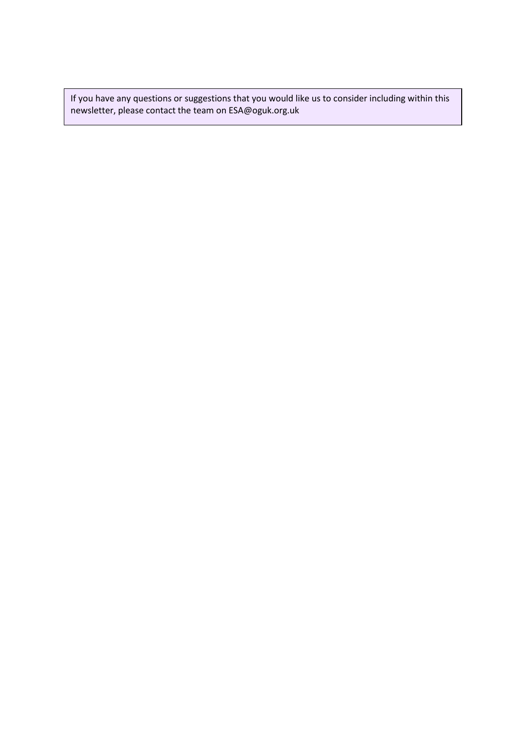If you have any questions or suggestions that you would like us to consider including within this newsletter, please contact the team on ESA@oguk.org.uk